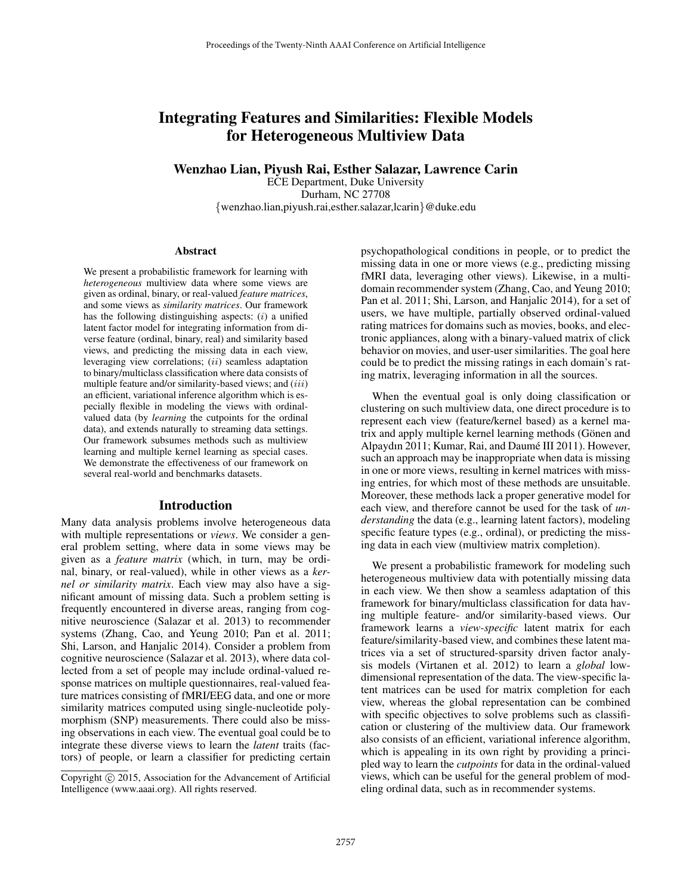# Integrating Features and Similarities: Flexible Models for Heterogeneous Multiview Data

**Wenzhao Lian, Piyush Rai, Esther Salazar, Lawrence Carin**
ECE Department, Duke University
Durham, NC 27708
{wenzhao.lian,piyush.rai,esther.salazar,lcarin}@duke.edu

## Abstract

We present a probabilistic framework for learning with *heterogeneous* multiview data where some views are given as ordinal, binary, or real-valued *feature matrices*, and some views as *similarity matrices*. Our framework has the following distinguishing aspects: $(i)$ a unified latent factor model for integrating information from diverse feature (ordinal, binary, real) and similarity based views, and predicting the missing data in each view, leveraging view correlations; $(ii)$ seamless adaptation to binary/multiclass classification where data consists of multiple feature and/or similarity-based views; and $(iii)$ an efficient, variational inference algorithm which is especially flexible in modeling the views with ordinal-valued data (by *learning* the cutpoints for the ordinal data), and extends naturally to streaming data settings. Our framework subsumes methods such as multiview learning and multiple kernel learning as special cases. We demonstrate the effectiveness of our framework on several real-world and benchmarks datasets.

## Introduction

Many data analysis problems involve heterogeneous data with multiple representations or *views*. We consider a general problem setting, where data in some views may be given as a *feature matrix* (which, in turn, may be ordinal, binary, or real-valued), while in other views as a *kernel or similarity matrix*. Each view may also have a significant amount of missing data. Such a problem setting is frequently encountered in diverse areas, ranging from cognitive neuroscience (Salazar et al. 2013) to recommender systems (Zhang, Cao, and Yeung 2010; Pan et al. 2011; Shi, Larson, and Hanjalic 2014). Consider a problem from cognitive neuroscience (Salazar et al. 2013), where data collected from a set of people may include ordinal-valued response matrices on multiple questionnaires, real-valued feature matrices consisting of fMRI/EEG data, and one or more similarity matrices computed using single-nucleotide polymorphism (SNP) measurements. There could also be missing observations in each view. The eventual goal could be to integrate these diverse views to learn the *latent* traits (factors) of people, or learn a classifier for predicting certain psychopathological conditions in people, or to predict the missing data in one or more views (e.g., predicting missing fMRI data, leveraging other views). Likewise, in a multi-domain recommender system (Zhang, Cao, and Yeung 2010; Pan et al. 2011; Shi, Larson, and Hanjalic 2014), for a set of users, we have multiple, partially observed ordinal-valued rating matrices for domains such as movies, books, and electronic appliances, along with a binary-valued matrix of click behavior on movies, and user-user similarities. The goal here could be to predict the missing ratings in each domain's rating matrix, leveraging information in all the sources.

When the eventual goal is only doing classification or clustering on such multiview data, one direct procedure is to represent each view (feature/kernel based) as a kernel matrix and apply multiple kernel learning methods (Gönen and Alpaydın 2011; Kumar, Rai, and Daumé III 2011). However, such an approach may be inappropriate when data is missing in one or more views, resulting in kernel matrices with missing entries, for which most of these methods are unsuitable. Moreover, these methods lack a proper generative model for each view, and therefore cannot be used for the task of *understanding* the data (e.g., learning latent factors), modeling specific feature types (e.g., ordinal), or predicting the missing data in each view (multiview matrix completion).

We present a probabilistic framework for modeling such heterogeneous multiview data with potentially missing data in each view. We then show a seamless adaptation of this framework for binary/multiclass classification for data having multiple feature- and/or similarity-based views. Our framework learns a *view-specific* latent matrix for each feature/similarity-based view, and combines these latent matrices via a set of structured-sparsity driven factor analysis models (Virtanen et al. 2012) to learn a *global* low-dimensional representation of the data. The view-specific latent matrices can be used for matrix completion for each view, whereas the global representation can be combined with specific objectives to solve problems such as classification or clustering of the multiview data. Our framework also consists of an efficient, variational inference algorithm, which is appealing in its own right by providing a principled way to learn the *cutpoints* for data in the ordinal-valued views, which can be useful for the general problem of modeling ordinal data, such as in recommender systems.

Copyright © 2015, Association for the Advancement of Artificial Intelligence (www.aaai.org). All rights reserved.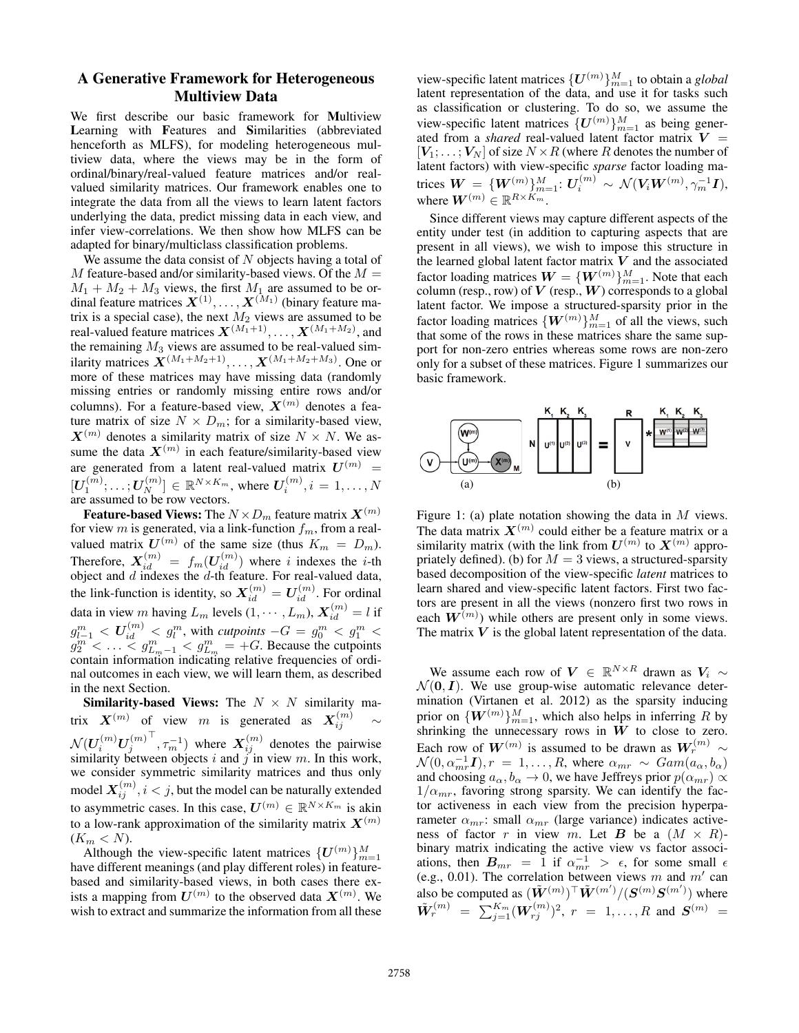## A Generative Framework for Heterogeneous Multiview Data

We first describe our basic framework for **M**ultiview **L**earning with **F**eatures and **S**imilarities (abbreviated henceforth as MLFS), for modeling heterogeneous multiview data, where the views may be in the form of ordinal/binary/real-valued feature matrices and/or real-valued similarity matrices. Our framework enables one to integrate the data from all the views to learn latent factors underlying the data, predict missing data in each view, and infer view-correlations. We then show how MLFS can be adapted for binary/multiclass classification problems.

We assume the data consist of $N$ objects having a total of $M$ feature-based and/or similarity-based views. Of the $M = M_1 + M_2 + M_3$ views, the first $M_1$ are assumed to be ordinal feature matrices $\boldsymbol{X}^{(1)}, \ldots, \boldsymbol{X}^{(M_1)}$ (binary feature matrix is a special case), the next $M_2$ views are assumed to be real-valued feature matrices $\boldsymbol{X}^{(M_1+1)}, \ldots, \boldsymbol{X}^{(M_1+M_2)}$, and the remaining $M_3$ views are assumed to be real-valued similarity matrices $\boldsymbol{X}^{(M_1+M_2+1)}, \ldots, \boldsymbol{X}^{(M_1+M_2+M_3)}$. One or more of these matrices may have missing data (randomly missing entries or randomly missing entire rows and/or columns). For a feature-based view, $\boldsymbol{X}^{(m)}$ denotes a feature matrix of size $N \times D_m$; for a similarity-based view, $\boldsymbol{X}^{(m)}$ denotes a similarity matrix of size $N \times N$. We assume the data $\boldsymbol{X}^{(m)}$ in each feature/similarity-based view are generated from a latent real-valued matrix $\boldsymbol{U}^{(m)} = [\boldsymbol{U}_1^{(m)}; \ldots; \boldsymbol{U}_N^{(m)}] \in \mathbb{R}^{N \times K_m}$, where $\boldsymbol{U}_i^{(m)}, i = 1, \ldots, N$ are assumed to be row vectors.

**Feature-based Views:** The $N \times D_m$ feature matrix $\boldsymbol{X}^{(m)}$ for view $m$ is generated, via a link-function $f_m$, from a real-valued matrix $\boldsymbol{U}^{(m)}$ of the same size (thus $K_m = D_m$). Therefore, $\boldsymbol{X}_{id}^{(m)} = f_m(\boldsymbol{U}_{id}^{(m)})$ where $i$ indexes the $i$-th object and $d$ indexes the $d$-th feature. For real-valued data, the link-function is identity, so $\boldsymbol{X}_{id}^{(m)} = \boldsymbol{U}_{id}^{(m)}$. For ordinal data in view $m$ having $L_m$ levels $(1, \cdots, L_m)$, $\boldsymbol{X}_{id}^{(m)} = l$ if $g_{l-1}^m < \boldsymbol{U}_{id}^{(m)} < g_l^m$, with *cutpoints* $-G = g_0^m < g_1^m < g_2^m < \ldots < g_{L_m-1}^m < g_{L_m}^m = +G$. Because the cutpoints contain information indicating relative frequencies of ordinal outcomes in each view, we will learn them, as described in the next Section.

**Similarity-based Views:** The $N \times N$ similarity matrix $\boldsymbol{X}^{(m)}$ of view $m$ is generated as $\boldsymbol{X}_{ij}^{(m)} \sim \mathcal{N}(\boldsymbol{U}_i^{(m)} \boldsymbol{U}_j^{(m)\top}, \tau_m^{-1})$ where $\boldsymbol{X}_{ij}^{(m)}$ denotes the pairwise similarity between objects $i$ and $j$ in view $m$. In this work, we consider symmetric similarity matrices and thus only model $\boldsymbol{X}_{ij}^{(m)}, i < j$, but the model can be naturally extended to asymmetric cases. In this case, $\boldsymbol{U}^{(m)} \in \mathbb{R}^{N \times K_m}$ is akin to a low-rank approximation of the similarity matrix $\boldsymbol{X}^{(m)}$ ($K_m < N$).

Although the view-specific latent matrices $\{\boldsymbol{U}^{(m)}\}_{m=1}^M$ have different meanings (and play different roles) in feature-based and similarity-based views, in both cases there exists a mapping from $\boldsymbol{U}^{(m)}$ to the observed data $\boldsymbol{X}^{(m)}$. We wish to extract and summarize the information from all these view-specific latent matrices $\{\boldsymbol{U}^{(m)}\}_{m=1}^M$ to obtain a *global* latent representation of the data, and use it for tasks such as classification or clustering. To do so, we assume the view-specific latent matrices $\{\boldsymbol{U}^{(m)}\}_{m=1}^M$ as being generated from a *shared* real-valued latent factor matrix $\boldsymbol{V} = [\boldsymbol{V}_1; \ldots; \boldsymbol{V}_N]$ of size $N \times R$ (where $R$ denotes the number of latent factors) with view-specific *sparse* factor loading matrices $\boldsymbol{W} = \{\boldsymbol{W}^{(m)}\}_{m=1}^M$: $\boldsymbol{U}_i^{(m)} \sim \mathcal{N}(\boldsymbol{V}_i \boldsymbol{W}^{(m)}, \gamma_m^{-1} \boldsymbol{I})$, where $\boldsymbol{W}^{(m)} \in \mathbb{R}^{R \times K_m}$.

Since different views may capture different aspects of the entity under test (in addition to capturing aspects that are present in all views), we wish to impose this structure in the learned global latent factor matrix $\boldsymbol{V}$ and the associated factor loading matrices $\boldsymbol{W} = \{\boldsymbol{W}^{(m)}\}_{m=1}^M$. Note that each column (resp., row) of $\boldsymbol{V}$ (resp., $\boldsymbol{W}$) corresponds to a global latent factor. We impose a structured-sparsity prior in the factor loading matrices $\{\boldsymbol{W}^{(m)}\}_{m=1}^M$ of all the views, such that some of the rows in these matrices share the same support for non-zero entries whereas some rows are non-zero only for a subset of these matrices. Figure 1 summarizes our basic framework.

(a) (b)

Figure 1: (a) plate notation showing the data in $M$ views. The data matrix $\boldsymbol{X}^{(m)}$ could either be a feature matrix or a similarity matrix (with the link from $\boldsymbol{U}^{(m)}$ to $\boldsymbol{X}^{(m)}$ appropriately defined). (b) for $M = 3$ views, a structured-sparsity based decomposition of the view-specific *latent* matrices to learn shared and view-specific latent factors. First two factors are present in all the views (nonzero first two rows in each $\boldsymbol{W}^{(m)}$) while others are present only in some views. The matrix $\boldsymbol{V}$ is the global latent representation of the data.

We assume each row of $\boldsymbol{V} \in \mathbb{R}^{N \times R}$ drawn as $\boldsymbol{V}_i \sim \mathcal{N}(\boldsymbol{0}, \boldsymbol{I})$. We use group-wise automatic relevance determination (Virtanen et al. 2012) as the sparsity inducing prior on $\{\boldsymbol{W}^{(m)}\}_{m=1}^M$, which also helps in inferring $R$ by shrinking the unnecessary rows in $\boldsymbol{W}$ to close to zero. Each row of $\boldsymbol{W}^{(m)}$ is assumed to be drawn as $\boldsymbol{W}_r^{(m)} \sim \mathcal{N}(0, \alpha_{mr}^{-1} \boldsymbol{I}), r = 1, \ldots, R$, where $\alpha_{mr} \sim Gam(a_\alpha, b_\alpha)$ and choosing $a_\alpha, b_\alpha \to 0$, we have Jeffreys prior $p(\alpha_{mr}) \propto 1/\alpha_{mr}$, favoring strong sparsity. We can identify the factor activeness in each view from the precision hyperparameter $\alpha_{mr}$: small $\alpha_{mr}$ (large variance) indicates activeness of factor $r$ in view $m$. Let $\boldsymbol{B}$ be a $(M \times R)$-binary matrix indicating the active view vs factor associations, then $\boldsymbol{B}_{mr} = 1$ if $\alpha_{mr}^{-1} > \epsilon$, for some small $\epsilon$ (e.g., 0.01). The correlation between views $m$ and $m'$ can also be computed as $(\tilde{\boldsymbol{W}}^{(m)})^\top \tilde{\boldsymbol{W}}^{(m')} / (\boldsymbol{S}^{(m)} \boldsymbol{S}^{(m')})$ where $\tilde{\boldsymbol{W}}_r^{(m)} = \sum_{j=1}^{K_m} (\boldsymbol{W}_{rj}^{(m)})^2$, $r = 1, \ldots, R$ and $\boldsymbol{S}^{(m)} =$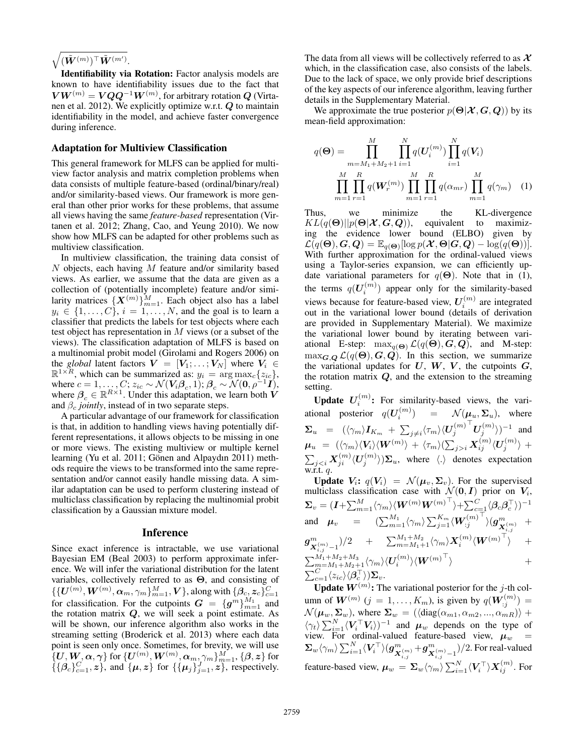$\sqrt{(\tilde{\boldsymbol{W}}^{(m)})^\top \tilde{\boldsymbol{W}}^{(m')}}$.

**Identifiability via Rotation:** Factor analysis models are known to have identifiability issues due to the fact that $\boldsymbol{V}\boldsymbol{W}^{(m)} = \boldsymbol{V}\boldsymbol{Q}\boldsymbol{Q}^{-1}\boldsymbol{W}^{(m)}$, for arbitrary rotation $\boldsymbol{Q}$ (Virtanen et al. 2012). We explicitly optimize w.r.t. $\boldsymbol{Q}$ to maintain identifiability in the model, and achieve faster convergence during inference.

### Adaptation for Multiview Classification

This general framework for MLFS can be applied for multiview factor analysis and matrix completion problems when data consists of multiple feature-based (ordinal/binary/real) and/or similarity-based views. Our framework is more general than other prior works for these problems, that assume all views having the same *feature-based* representation (Virtanen et al. 2012; Zhang, Cao, and Yeung 2010). We now show how MLFS can be adapted for other problems such as multiview classification.

In multiview classification, the training data consist of $N$ objects, each having $M$ feature and/or similarity based views. As earlier, we assume that the data are given as a collection of (potentially incomplete) feature and/or similarity matrices $\{\boldsymbol{X}^{(m)}\}_{m=1}^{M}$. Each object also has a label $y_i \in \{1, \ldots, C\}$, $i = 1, \ldots, N$, and the goal is to learn a classifier that predicts the labels for test objects where each test object has representation in $M$ views (or a subset of the views). The classification adaptation of MLFS is based on a multinomial probit model (Girolami and Rogers 2006) on the *global* latent factors $\boldsymbol{V} = [\boldsymbol{V}_1; \ldots; \boldsymbol{V}_N]$ where $\boldsymbol{V}_i \in \mathbb{R}^{1\times R}$, which can be summarized as: $y_i = \arg\max_c\{z_{ic}\}$, where $c = 1, \ldots, C$; $z_{ic} \sim \mathcal{N}(\boldsymbol{V}_i\boldsymbol{\beta}_c, 1)$; $\boldsymbol{\beta}_c \sim \mathcal{N}(\boldsymbol{0}, \rho^{-1}\boldsymbol{I})$, where $\boldsymbol{\beta}_c \in \mathbb{R}^{R\times 1}$. Under this adaptation, we learn both $\boldsymbol{V}$ and $\beta_c$ *jointly*, instead of in two separate steps.

A particular advantage of our framework for classification is that, in addition to handling views having potentially different representations, it allows objects to be missing in one or more views. The existing multiview or multiple kernel learning (Yu et al. 2011; Gönen and Alpaydın 2011) methods require the views to be transformed into the same representation and/or cannot easily handle missing data. A similar adaptation can be used to perform clustering instead of multiclass classification by replacing the multinomial probit classification by a Gaussian mixture model.

## Inference

Since exact inference is intractable, we use variational Bayesian EM (Beal 2003) to perform approximate inference. We will infer the variational distribution for the latent variables, collectively referred to as $\boldsymbol{\Theta}$, and consisting of $\{\{\boldsymbol{U}^{(m)}, \boldsymbol{W}^{(m)}, \boldsymbol{\alpha}_m, \gamma_m\}_{m=1}^{M}, \boldsymbol{V}\}$, along with $\{\boldsymbol{\beta}_c, \boldsymbol{z}_c\}_{c=1}^{C}$ for classification. For the cutpoints $\boldsymbol{G} = \{\boldsymbol{g}^m\}_{m=1}^{M_1}$ and the rotation matrix $\boldsymbol{Q}$, we will seek a point estimate. As will be shown, our inference algorithm also works in the streaming setting (Broderick et al. 2013) where each data point is seen only once. Sometimes, for brevity, we will use $\{\boldsymbol{U}, \boldsymbol{W}, \boldsymbol{\alpha}, \boldsymbol{\gamma}\}$ for $\{\boldsymbol{U}^{(m)}, \boldsymbol{W}^{(m)}, \boldsymbol{\alpha}_m, \gamma_m\}_{m=1}^{M}$, $\{\boldsymbol{\beta}, \boldsymbol{z}\}$ for $\{\{\boldsymbol{\beta}_c\}_{c=1}^{C}, \boldsymbol{z}\}$, and $\{\boldsymbol{\mu}, \boldsymbol{z}\}$ for $\{\{\boldsymbol{\mu}_j\}_{j=1}^{J}, \boldsymbol{z}\}$, respectively. The data from all views will be collectively referred to as $\boldsymbol{\mathcal{X}}$ which, in the classification case, also consists of the labels. Due to the lack of space, we only provide brief descriptions of the key aspects of our inference algorithm, leaving further details in the Supplementary Material.

We approximate the true posterior $p(\boldsymbol{\Theta}|\boldsymbol{\mathcal{X}}, \boldsymbol{G}, \boldsymbol{Q}))$ by its mean-field approximation:

$$q(\boldsymbol{\Theta}) = \prod_{m=M_1+M_2+1}^{M} \prod_{i=1}^{N} q(\boldsymbol{U}_i^{(m)}) \prod_{i=1}^{N} q(\boldsymbol{V}_i) \prod_{m=1}^{M}\prod_{r=1}^{R} q(\boldsymbol{W}_r^{(m)}) \prod_{m=1}^{M}\prod_{r=1}^{R} q(\alpha_{mr}) \prod_{m=1}^{M} q(\gamma_m) \quad (1)$$

Thus, we minimize the KL-divergence $KL(q(\boldsymbol{\Theta})||p(\boldsymbol{\Theta}|\boldsymbol{\mathcal{X}}, \boldsymbol{G}, \boldsymbol{Q}))$, equivalent to maximizing the evidence lower bound (ELBO) given by $\mathcal{L}(q(\boldsymbol{\Theta}), \boldsymbol{G}, \boldsymbol{Q}) = \mathbb{E}_{q(\boldsymbol{\Theta})}[\log p(\boldsymbol{\mathcal{X}}, \boldsymbol{\Theta}|\boldsymbol{G}, \boldsymbol{Q}) - \log(q(\boldsymbol{\Theta}))]$. With further approximation for the ordinal-valued views using a Taylor-series expansion, we can efficiently update variational parameters for $q(\boldsymbol{\Theta})$. Note that in (1), the terms $q(\boldsymbol{U}_i^{(m)})$ appear only for the similarity-based views because for feature-based view, $\boldsymbol{U}_i^{(m)}$ are integrated out in the variational lower bound (details of derivation are provided in Supplementary Material). We maximize the variational lower bound by iterating between variational E-step: $\max_{q(\boldsymbol{\Theta})} \mathcal{L}(q(\boldsymbol{\Theta}), \boldsymbol{G}, \boldsymbol{Q})$, and M-step: $\max_{\boldsymbol{G},\boldsymbol{Q}} \mathcal{L}(q(\boldsymbol{\Theta}), \boldsymbol{G}, \boldsymbol{Q})$. In this section, we summarize the variational updates for $\boldsymbol{U}$, $\boldsymbol{W}$, $\boldsymbol{V}$, the cutpoints $\boldsymbol{G}$, the rotation matrix $\boldsymbol{Q}$, and the extension to the streaming setting.

**Update $\boldsymbol{U}_i^{(m)}$:** For similarity-based views, the variational posterior $q(\boldsymbol{U}_i^{(m)}) = \mathcal{N}(\boldsymbol{\mu}_u, \boldsymbol{\Sigma}_u)$, where $\boldsymbol{\Sigma}_u = (\langle\gamma_m\rangle \boldsymbol{I}_{K_m} + \sum_{j\neq i}\langle\tau_m\rangle\langle \boldsymbol{U}_j^{(m)\top} \boldsymbol{U}_j^{(m)}\rangle)^{-1}$ and $\boldsymbol{\mu}_u = (\langle\gamma_m\rangle\langle\boldsymbol{V}_i\rangle\langle\boldsymbol{W}^{(m)}\rangle + \langle\tau_m\rangle(\sum_{j>i}\boldsymbol{X}_{ij}^{(m)}\langle\boldsymbol{U}_j^{(m)}\rangle + \sum_{j<i}\boldsymbol{X}_{ji}^{(m)}\langle\boldsymbol{U}_j^{(m)}\rangle)\boldsymbol{\Sigma}_u$, where $\langle.\rangle$ denotes expectation w.r.t. $q$.

**Update $\boldsymbol{V}_i$:** $q(\boldsymbol{V}_i) = \mathcal{N}(\boldsymbol{\mu}_v, \boldsymbol{\Sigma}_v)$. For the supervised multiclass classification case with $\mathcal{N}(\boldsymbol{0}, \boldsymbol{I})$ prior on $\boldsymbol{V}_i$, $\boldsymbol{\Sigma}_v = (\boldsymbol{I} + \sum_{m=1}^{M}\langle\gamma_m\rangle\langle\boldsymbol{W}^{(m)}\boldsymbol{W}^{(m)\top}\rangle + \sum_{c=1}^{C}\langle\boldsymbol{\beta}_c\boldsymbol{\beta}_c^\top\rangle)^{-1}$ and $\boldsymbol{\mu}_v = (\sum_{m=1}^{M_1}\langle\gamma_m\rangle\sum_{j=1}^{K_m}\langle\boldsymbol{W}_{:j}^{(m)\top}\rangle(\boldsymbol{g}^m_{\boldsymbol{X}_{i,j}^{(m)}} + \boldsymbol{g}^m_{\boldsymbol{X}_{i,j}^{(m)}-1})/2 + \sum_{m=M_1+1}^{M_1+M_2}\langle\gamma_m\rangle\boldsymbol{X}_i^{(m)}\langle\boldsymbol{W}^{(m)\top}\rangle + \sum_{m=M_1+M_2+1}^{M_1+M_2+M_3}\langle\gamma_m\rangle\langle\boldsymbol{U}_i^{(m)}\rangle\langle\boldsymbol{W}^{(m)\top}\rangle + \sum_{c=1}^{C}\langle z_{ic}\rangle\langle\boldsymbol{\beta}_c^\top\rangle)\boldsymbol{\Sigma}_v$.

**Update $\boldsymbol{W}^{(m)}$:** The variational posterior for the $j$-th column of $\boldsymbol{W}^{(m)}$ ($j = 1, \ldots, K_m$), is given by $q(\boldsymbol{W}_{:j}^{(m)}) = \mathcal{N}(\boldsymbol{\mu}_w, \boldsymbol{\Sigma}_w)$, where $\boldsymbol{\Sigma}_w = (\langle\text{diag}(\alpha_{m1}, \alpha_{m2}, ..., \alpha_{mR})\rangle + \langle\gamma_t\rangle\sum_{i=1}^{N}\langle\boldsymbol{V}_i^\top\boldsymbol{V}_i\rangle)^{-1}$ and $\boldsymbol{\mu}_w$ depends on the type of view. For ordinal-valued feature-based view, $\boldsymbol{\mu}_w = \boldsymbol{\Sigma}_w\langle\gamma_m\rangle\sum_{i=1}^{N}\langle\boldsymbol{V}_i^\top\rangle(\boldsymbol{g}^m_{\boldsymbol{X}_{i,j}^{(m)}} + \boldsymbol{g}^m_{\boldsymbol{X}_{i,j}^{(m)}-1})/2$. For real-valued feature-based view, $\boldsymbol{\mu}_w = \boldsymbol{\Sigma}_w\langle\gamma_m\rangle\sum_{i=1}^{N}\langle\boldsymbol{V}_i^\top\rangle\boldsymbol{X}_{ij}^{(m)}$. For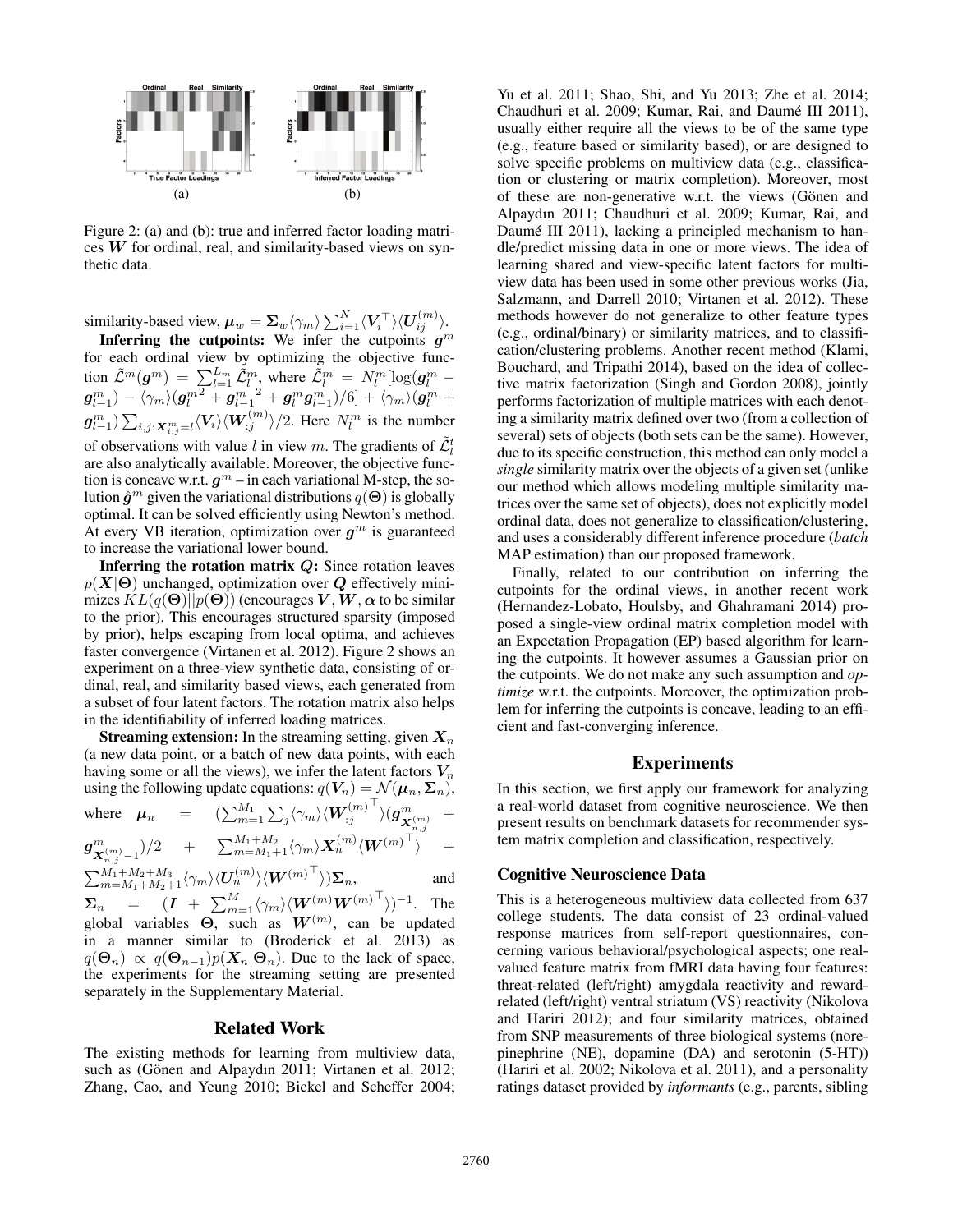Ordinal Real Similarity

Factors

True Factor Loadings

(a)

Ordinal Real Similarity

Factors

Inferred Factor Loadings

(b)

Figure 2: (a) and (b): true and inferred factor loading matrices $\boldsymbol{W}$ for ordinal, real, and similarity-based views on synthetic data.

similarity-based view, $\boldsymbol{\mu}_w = \boldsymbol{\Sigma}_w \langle \gamma_m \rangle \sum_{i=1}^{N} \langle \boldsymbol{V}_i^\top \rangle \langle \boldsymbol{U}_{ij}^{(m)} \rangle$.

**Inferring the cutpoints:** We infer the cutpoints $\boldsymbol{g}^m$ for each ordinal view by optimizing the objective function $\tilde{\mathcal{L}}^m(\boldsymbol{g}^m) = \sum_{l=1}^{L_m} \tilde{\mathcal{L}}_l^m$, where $\tilde{\mathcal{L}}_l^m = N_l^m [\log(\boldsymbol{g}_l^m - \boldsymbol{g}_{l-1}^m) - \langle \gamma_m \rangle (\boldsymbol{g}_l^{m2} + \boldsymbol{g}_{l-1}^{m}{}^2 + \boldsymbol{g}_l^m \boldsymbol{g}_{l-1}^m)/6] + \langle \gamma_m \rangle (\boldsymbol{g}_l^m + \boldsymbol{g}_{l-1}^m) \sum_{i,j:\boldsymbol{X}_{i,j}^m = l} \langle \boldsymbol{V}_i \rangle \langle \boldsymbol{W}_{:j}^{(m)} \rangle / 2$. Here $N_l^m$ is the number of observations with value $l$ in view $m$. The gradients of $\tilde{\mathcal{L}}_l^t$ are also analytically available. Moreover, the objective function is concave w.r.t. $\boldsymbol{g}^m$ – in each variational M-step, the solution $\hat{\boldsymbol{g}}^m$ given the variational distributions $q(\boldsymbol{\Theta})$ is globally optimal. It can be solved efficiently using Newton's method. At every VB iteration, optimization over $\boldsymbol{g}^m$ is guaranteed to increase the variational lower bound.

**Inferring the rotation matrix $\boldsymbol{Q}$:** Since rotation leaves $p(\boldsymbol{X}|\boldsymbol{\Theta})$ unchanged, optimization over $\boldsymbol{Q}$ effectively minimizes $KL(q(\boldsymbol{\Theta})||p(\boldsymbol{\Theta}))$ (encourages $\boldsymbol{V}, \boldsymbol{W}, \boldsymbol{\alpha}$ to be similar to the prior). This encourages structured sparsity (imposed by prior), helps escaping from local optima, and achieves faster convergence (Virtanen et al. 2012). Figure 2 shows an experiment on a three-view synthetic data, consisting of ordinal, real, and similarity based views, each generated from a subset of four latent factors. The rotation matrix also helps in the identifiability of inferred loading matrices.

**Streaming extension:** In the streaming setting, given $\boldsymbol{X}_n$ (a new data point, or a batch of new data points, with each having some or all the views), we infer the latent factors $\boldsymbol{V}_n$ using the following update equations: $q(\boldsymbol{V}_n) = \mathcal{N}(\boldsymbol{\mu}_n, \boldsymbol{\Sigma}_n)$, where $\boldsymbol{\mu}_n = (\sum_{m=1}^{M_1} \sum_j \langle \gamma_m \rangle \langle \boldsymbol{W}_{:j}^{(m)\top} \rangle (\boldsymbol{g}_{\boldsymbol{X}_{n,j}^{(m)}}^m + \boldsymbol{g}_{\boldsymbol{X}_{n,j}^{(m)}-1}^m)/2 + \sum_{m=M_1+1}^{M_1+M_2} \langle \gamma_m \rangle \boldsymbol{X}_n^{(m)} \langle \boldsymbol{W}^{(m)\top} \rangle + \sum_{m=M_1+M_2+1}^{M_1+M_2+M_3} \langle \gamma_m \rangle \langle \boldsymbol{U}_n^{(m)} \rangle \langle \boldsymbol{W}^{(m)\top} \rangle) \boldsymbol{\Sigma}_n$, and $\boldsymbol{\Sigma}_n = (\boldsymbol{I} + \sum_{m=1}^{M} \langle \gamma_m \rangle \langle \boldsymbol{W}^{(m)} \boldsymbol{W}^{(m)\top} \rangle)^{-1}$. The global variables $\boldsymbol{\Theta}$, such as $\boldsymbol{W}^{(m)}$, can be updated in a manner similar to (Broderick et al. 2013) as $q(\boldsymbol{\Theta}_n) \propto q(\boldsymbol{\Theta}_{n-1}) p(\boldsymbol{X}_n|\boldsymbol{\Theta}_n)$. Due to the lack of space, the experiments for the streaming setting are presented separately in the Supplementary Material.

## Related Work

The existing methods for learning from multiview data, such as (Gönen and Alpaydın 2011; Virtanen et al. 2012; Zhang, Cao, and Yeung 2010; Bickel and Scheffer 2004; Yu et al. 2011; Shao, Shi, and Yu 2013; Zhe et al. 2014; Chaudhuri et al. 2009; Kumar, Rai, and Daumé III 2011), usually either require all the views to be of the same type (e.g., feature based or similarity based), or are designed to solve specific problems on multiview data (e.g., classification or clustering or matrix completion). Moreover, most of these are non-generative w.r.t. the views (Gönen and Alpaydın 2011; Chaudhuri et al. 2009; Kumar, Rai, and Daumé III 2011), lacking a principled mechanism to handle/predict missing data in one or more views. The idea of learning shared and view-specific latent factors for multiview data has been used in some other previous works (Jia, Salzmann, and Darrell 2010; Virtanen et al. 2012). These methods however do not generalize to other feature types (e.g., ordinal/binary) or similarity matrices, and to classification/clustering problems. Another recent method (Klami, Bouchard, and Tripathi 2014), based on the idea of collective matrix factorization (Singh and Gordon 2008), jointly performs factorization of multiple matrices with each denoting a similarity matrix defined over two (from a collection of several) sets of objects (both sets can be the same). However, due to its specific construction, this method can only model a *single* similarity matrix over the objects of a given set (unlike our method which allows modeling multiple similarity matrices over the same set of objects), does not explicitly model ordinal data, does not generalize to classification/clustering, and uses a considerably different inference procedure (*batch* MAP estimation) than our proposed framework.

Finally, related to our contribution on inferring the cutpoints for the ordinal views, in another recent work (Hernandez-Lobato, Houlsby, and Ghahramani 2014) proposed a single-view ordinal matrix completion model with an Expectation Propagation (EP) based algorithm for learning the cutpoints. It however assumes a Gaussian prior on the cutpoints. We do not make any such assumption and *optimize* w.r.t. the cutpoints. Moreover, the optimization problem for inferring the cutpoints is concave, leading to an efficient and fast-converging inference.

## Experiments

In this section, we first apply our framework for analyzing a real-world dataset from cognitive neuroscience. We then present results on benchmark datasets for recommender system matrix completion and classification, respectively.

### Cognitive Neuroscience Data

This is a heterogeneous multiview data collected from 637 college students. The data consist of 23 ordinal-valued response matrices from self-report questionnaires, concerning various behavioral/psychological aspects; one real-valued feature matrix from fMRI data having four features: threat-related (left/right) amygdala reactivity and reward-related (left/right) ventral striatum (VS) reactivity (Nikolova and Hariri 2012); and four similarity matrices, obtained from SNP measurements of three biological systems (norepinephrine (NE), dopamine (DA) and serotonin (5-HT)) (Hariri et al. 2002; Nikolova et al. 2011), and a personality ratings dataset provided by *informants* (e.g., parents, sibling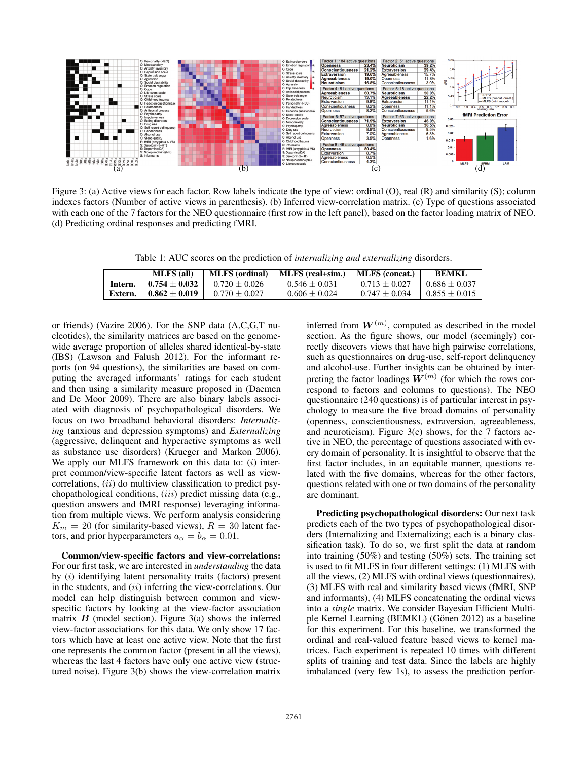Figure 3: (a) Active views for each factor. Row labels indicate the type of view: ordinal (O), real (R) and similarity (S); column indexes factors (Number of active views in parenthesis). (b) Inferred view-correlation matrix. (c) Type of questions associated with each one of the 7 factors for the NEO questionnaire (first row in the left panel), based on the factor loading matrix of NEO. (d) Predicting ordinal responses and predicting fMRI.

Table 1: AUC scores on the prediction of *internalizing and externalizing* disorders.

| | MLFS (all) | MLFS (ordinal) | MLFS (real+sim.) | MLFS (concat.) | BEMKL |
|---|---|---|---|---|---|
| **Intern.** | **0.754 ± 0.032** | 0.720 ± 0.026 | 0.546 ± 0.031 | 0.713 ± 0.027 | 0.686 ± 0.037 |
| **Extern.** | **0.862 ± 0.019** | 0.770 ± 0.027 | 0.606 ± 0.024 | 0.747 ± 0.034 | 0.855 ± 0.015 |

or friends) (Vazire 2006). For the SNP data (A,C,G,T nucleotides), the similarity matrices are based on the genome-wide average proportion of alleles shared identical-by-state (IBS) (Lawson and Falush 2012). For the informant reports (on 94 questions), the similarities are based on computing the averaged informants' ratings for each student and then using a similarity measure proposed in (Daemen and De Moor 2009). There are also binary labels associated with diagnosis of psychopathological disorders. We focus on two broadband behavioral disorders: *Internalizing* (anxious and depression symptoms) and *Externalizing* (aggressive, delinquent and hyperactive symptoms as well as substance use disorders) (Krueger and Markon 2006). We apply our MLFS framework on this data to: $(i)$ interpret common/view-specific latent factors as well as view-correlations, $(ii)$ do multiview classification to predict psychopathological conditions, $(iii)$ predict missing data (e.g., question answers and fMRI response) leveraging information from multiple views. We perform analysis considering $K_m = 20$ (for similarity-based views), $R = 30$ latent factors, and prior hyperparameters $a_\alpha = b_\alpha = 0.01$.

**Common/view-specific factors and view-correlations:** For our first task, we are interested in *understanding* the data by $(i)$ identifying latent personality traits (factors) present in the students, and $(ii)$ inferring the view-correlations. Our model can help distinguish between common and view-specific factors by looking at the view-factor association matrix $\boldsymbol{B}$ (model section). Figure 3(a) shows the inferred view-factor associations for this data. We only show 17 factors which have at least one active view. Note that the first one represents the common factor (present in all the views), whereas the last 4 factors have only one active view (structured noise). Figure 3(b) shows the view-correlation matrix inferred from $\boldsymbol{W}^{(m)}$, computed as described in the model section. As the figure shows, our model (seemingly) correctly discovers views that have high pairwise correlations, such as questionnaires on drug-use, self-report delinquency and alcohol-use. Further insights can be obtained by interpreting the factor loadings $\boldsymbol{W}^{(m)}$ (for which the rows correspond to factors and columns to questions). The NEO questionnaire (240 questions) is of particular interest in psychology to measure the five broad domains of personality (openness, conscientiousness, extraversion, agreeableness, and neuroticism). Figure 3(c) shows, for the 7 factors active in NEO, the percentage of questions associated with every domain of personality. It is insightful to observe that the first factor includes, in an equitable manner, questions related with the five domains, whereas for the other factors, questions related with one or two domains of the personality are dominant.

**Predicting psychopathological disorders:** Our next task predicts each of the two types of psychopathological disorders (Internalizing and Externalizing; each is a binary classification task). To do so, we first split the data at random into training (50%) and testing (50%) sets. The training set is used to fit MLFS in four different settings: (1) MLFS with all the views, (2) MLFS with ordinal views (questionnaires), (3) MLFS with real and similarity based views (fMRI, SNP and informants), (4) MLFS concatenating the ordinal views into a *single* matrix. We consider Bayesian Efficient Multiple Kernel Learning (BEMKL) (Gönen 2012) as a baseline for this experiment. For this baseline, we transformed the ordinal and real-valued feature based views to kernel matrices. Each experiment is repeated 10 times with different splits of training and test data. Since the labels are highly imbalanced (very few 1s), to assess the prediction perfor-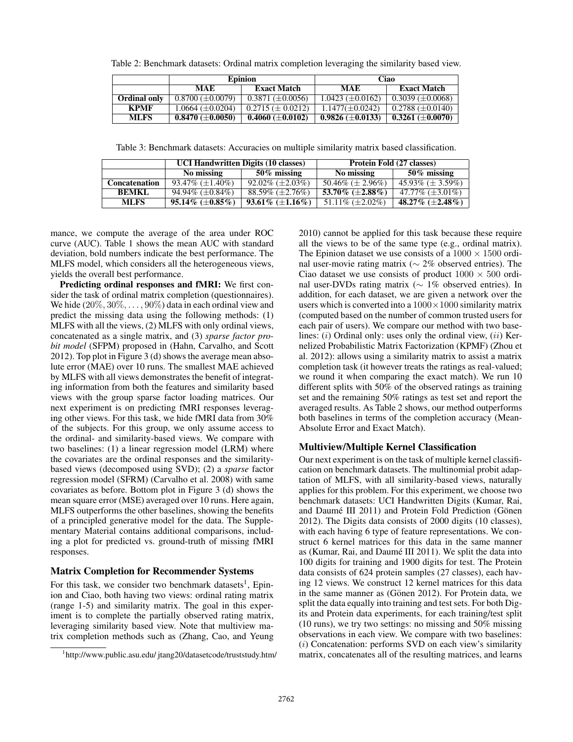Table 2: Benchmark datasets: Ordinal matrix completion leveraging the similarity based view.

| | Epinion | | Ciao | |
|---|---|---|---|---|
| | **MAE** | **Exact Match** | **MAE** | **Exact Match** |
| **Ordinal only** | 0.8700 ($\pm$0.0079) | 0.3871 ($\pm$0.0056) | 1.0423 ($\pm$0.0162) | 0.3039 ($\pm$0.0068) |
| **KPMF** | 1.0664 ($\pm$0.0204) | 0.2715 ($\pm$ 0.0212) | 1.1477($\pm$0.0242) | 0.2788 ($\pm$0.0140) |
| **MLFS** | **0.8470 ($\pm$0.0050)** | **0.4060 ($\pm$0.0102)** | **0.9826 ($\pm$0.0133)** | **0.3261 ($\pm$0.0070)** |

Table 3: Benchmark datasets: Accuracies on multiple similarity matrix based classification.

| | UCI Handwritten Digits (10 classes) | | Protein Fold (27 classes) | |
|---|---|---|---|---|
| | **No missing** | **50% missing** | **No missing** | **50% missing** |
| **Concatenation** | 93.47% ($\pm$1.40%) | 92.02% ($\pm$2.03%) | 50.46% ($\pm$ 2.96%) | 45.93% ($\pm$ 3.59%) |
| **BEMKL** | 94.94% ($\pm$0.84%) | 88.59% ($\pm$2.76%) | **53.70% ($\pm$2.88%)** | 47.77% ($\pm$3.01%) |
| **MLFS** | **95.14% ($\pm$0.85%)** | **93.61% ($\pm$1.16%)** | 51.11% ($\pm$2.02%) | **48.27% ($\pm$2.48%)** |

mance, we compute the average of the area under ROC curve (AUC). Table 1 shows the mean AUC with standard deviation, bold numbers indicate the best performance. The MLFS model, which considers all the heterogeneous views, yields the overall best performance.

**Predicting ordinal responses and fMRI:** We first consider the task of ordinal matrix completion (questionnaires). We hide $(20\%, 30\%, \ldots, 90\%)$ data in each ordinal view and predict the missing data using the following methods: (1) MLFS with all the views, (2) MLFS with only ordinal views, concatenated as a single matrix, and (3) *sparse factor probit model* (SFPM) proposed in (Hahn, Carvalho, and Scott 2012). Top plot in Figure 3 (d) shows the average mean absolute error (MAE) over 10 runs. The smallest MAE achieved by MLFS with all views demonstrates the benefit of integrating information from both the features and similarity based views with the group sparse factor loading matrices. Our next experiment is on predicting fMRI responses leveraging other views. For this task, we hide fMRI data from 30% of the subjects. For this group, we only assume access to the ordinal- and similarity-based views. We compare with two baselines: (1) a linear regression model (LRM) where the covariates are the ordinal responses and the similarity-based views (decomposed using SVD); (2) a *sparse* factor regression model (SFRM) (Carvalho et al. 2008) with same covariates as before. Bottom plot in Figure 3 (d) shows the mean square error (MSE) averaged over 10 runs. Here again, MLFS outperforms the other baselines, showing the benefits of a principled generative model for the data. The Supplementary Material contains additional comparisons, including a plot for predicted vs. ground-truth of missing fMRI responses.

## Matrix Completion for Recommender Systems

For this task, we consider two benchmark datasets[1], Epinion and Ciao, both having two views: ordinal rating matrix (range 1-5) and similarity matrix. The goal in this experiment is to complete the partially observed rating matrix, leveraging similarity based view. Note that multiview matrix completion methods such as (Zhang, Cao, and Yeung 2010) cannot be applied for this task because these require all the views to be of the same type (e.g., ordinal matrix). The Epinion dataset we use consists of a $1000 \times 1500$ ordinal user-movie rating matrix ($\sim 2\%$ observed entries). The Ciao dataset we use consists of product $1000 \times 500$ ordinal user-DVDs rating matrix ($\sim 1\%$ observed entries). In addition, for each dataset, we are given a network over the users which is converted into a $1000 \times 1000$ similarity matrix (computed based on the number of common trusted users for each pair of users). We compare our method with two baselines: $(i)$ Ordinal only: uses only the ordinal view, $(ii)$ Kernelized Probabilistic Matrix Factorization (KPMF) (Zhou et al. 2012): allows using a similarity matrix to assist a matrix completion task (it however treats the ratings as real-valued; we round it when comparing the exact match). We run 10 different splits with 50% of the observed ratings as training set and the remaining 50% ratings as test set and report the averaged results. As Table 2 shows, our method outperforms both baselines in terms of the completion accuracy (Mean-Absolute Error and Exact Match).

## Multiview/Multiple Kernel Classification

Our next experiment is on the task of multiple kernel classification on benchmark datasets. The multinomial probit adaptation of MLFS, with all similarity-based views, naturally applies for this problem. For this experiment, we choose two benchmark datasets: UCI Handwritten Digits (Kumar, Rai, and Daumé III 2011) and Protein Fold Prediction (Gönen 2012). The Digits data consists of 2000 digits (10 classes), with each having 6 type of feature representations. We construct 6 kernel matrices for this data in the same manner as (Kumar, Rai, and Daumé III 2011). We split the data into 100 digits for training and 1900 digits for test. The Protein data consists of 624 protein samples (27 classes), each having 12 views. We construct 12 kernel matrices for this data in the same manner as (Gönen 2012). For Protein data, we split the data equally into training and test sets. For both Digits and Protein data experiments, for each training/test split (10 runs), we try two settings: no missing and 50% missing observations in each view. We compare with two baselines: $(i)$ Concatenation: performs SVD on each view's similarity matrix, concatenates all of the resulting matrices, and learns

[1] http://www.public.asu.edu/ jtang20/datasetcode/truststudy.htm/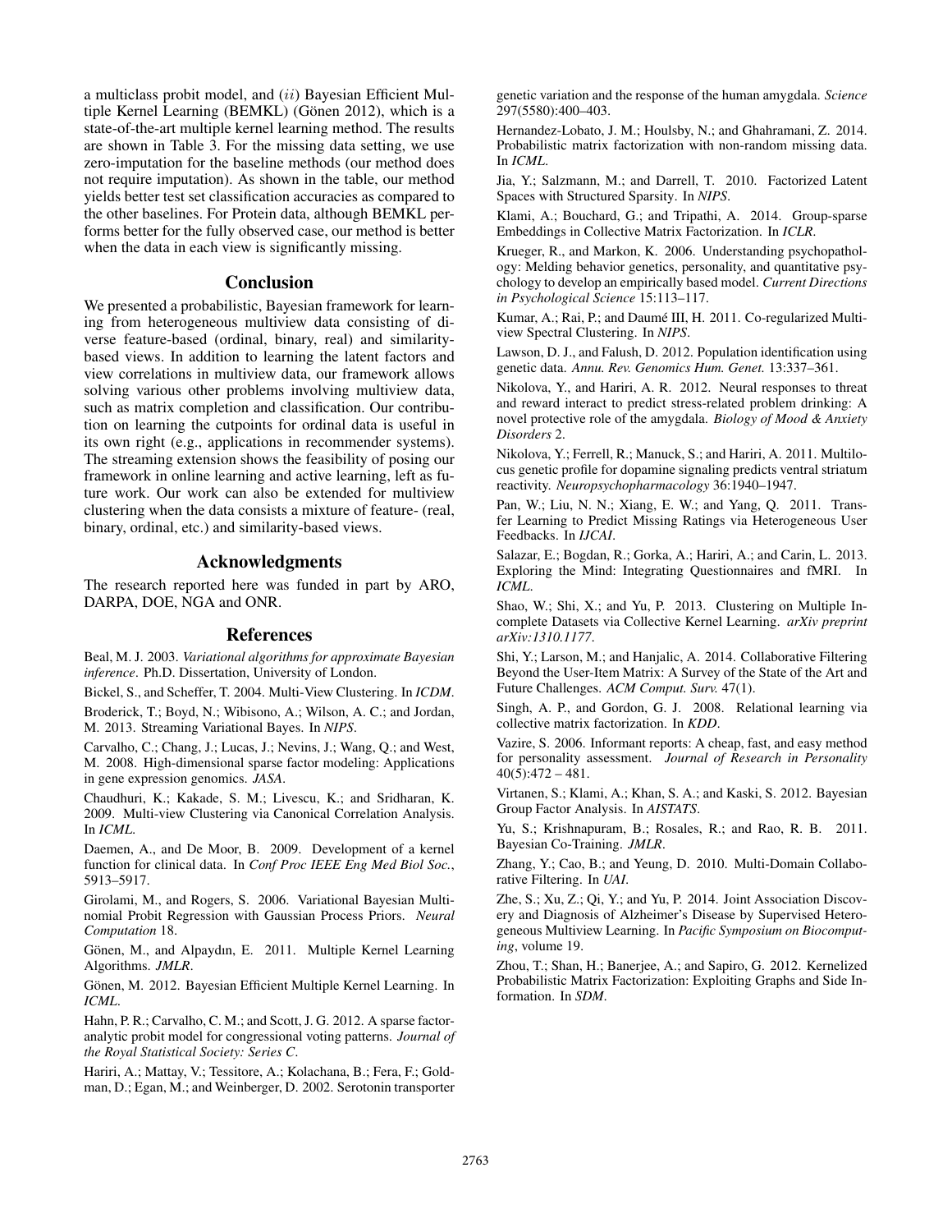a multiclass probit model, and $(ii)$ Bayesian Efficient Multiple Kernel Learning (BEMKL) (Gönen 2012), which is a state-of-the-art multiple kernel learning method. The results are shown in Table 3. For the missing data setting, we use zero-imputation for the baseline methods (our method does not require imputation). As shown in the table, our method yields better test set classification accuracies as compared to the other baselines. For Protein data, although BEMKL performs better for the fully observed case, our method is better when the data in each view is significantly missing.

## Conclusion

We presented a probabilistic, Bayesian framework for learning from heterogeneous multiview data consisting of diverse feature-based (ordinal, binary, real) and similarity-based views. In addition to learning the latent factors and view correlations in multiview data, our framework allows solving various other problems involving multiview data, such as matrix completion and classification. Our contribution on learning the cutpoints for ordinal data is useful in its own right (e.g., applications in recommender systems). The streaming extension shows the feasibility of posing our framework in online learning and active learning, left as future work. Our work can also be extended for multiview clustering when the data consists a mixture of feature- (real, binary, ordinal, etc.) and similarity-based views.

## Acknowledgments

The research reported here was funded in part by ARO, DARPA, DOE, NGA and ONR.

## References

Beal, M. J. 2003. *Variational algorithms for approximate Bayesian inference*. Ph.D. Dissertation, University of London.

Bickel, S., and Scheffer, T. 2004. Multi-View Clustering. In *ICDM*.

Broderick, T.; Boyd, N.; Wibisono, A.; Wilson, A. C.; and Jordan, M. 2013. Streaming Variational Bayes. In *NIPS*.

Carvalho, C.; Chang, J.; Lucas, J.; Nevins, J.; Wang, Q.; and West, M. 2008. High-dimensional sparse factor modeling: Applications in gene expression genomics. *JASA*.

Chaudhuri, K.; Kakade, S. M.; Livescu, K.; and Sridharan, K. 2009. Multi-view Clustering via Canonical Correlation Analysis. In *ICML*.

Daemen, A., and De Moor, B. 2009. Development of a kernel function for clinical data. In *Conf Proc IEEE Eng Med Biol Soc.*, 5913–5917.

Girolami, M., and Rogers, S. 2006. Variational Bayesian Multinomial Probit Regression with Gaussian Process Priors. *Neural Computation* 18.

Gönen, M., and Alpaydın, E. 2011. Multiple Kernel Learning Algorithms. *JMLR*.

Gönen, M. 2012. Bayesian Efficient Multiple Kernel Learning. In *ICML*.

Hahn, P. R.; Carvalho, C. M.; and Scott, J. G. 2012. A sparse factor-analytic probit model for congressional voting patterns. *Journal of the Royal Statistical Society: Series C*.

Hariri, A.; Mattay, V.; Tessitore, A.; Kolachana, B.; Fera, F.; Goldman, D.; Egan, M.; and Weinberger, D. 2002. Serotonin transporter genetic variation and the response of the human amygdala. *Science* 297(5580):400–403.

Hernandez-Lobato, J. M.; Houlsby, N.; and Ghahramani, Z. 2014. Probabilistic matrix factorization with non-random missing data. In *ICML*.

Jia, Y.; Salzmann, M.; and Darrell, T. 2010. Factorized Latent Spaces with Structured Sparsity. In *NIPS*.

Klami, A.; Bouchard, G.; and Tripathi, A. 2014. Group-sparse Embeddings in Collective Matrix Factorization. In *ICLR*.

Krueger, R., and Markon, K. 2006. Understanding psychopathology: Melding behavior genetics, personality, and quantitative psychology to develop an empirically based model. *Current Directions in Psychological Science* 15:113–117.

Kumar, A.; Rai, P.; and Daumé III, H. 2011. Co-regularized Multi-view Spectral Clustering. In *NIPS*.

Lawson, D. J., and Falush, D. 2012. Population identification using genetic data. *Annu. Rev. Genomics Hum. Genet.* 13:337–361.

Nikolova, Y., and Hariri, A. R. 2012. Neural responses to threat and reward interact to predict stress-related problem drinking: A novel protective role of the amygdala. *Biology of Mood & Anxiety Disorders* 2.

Nikolova, Y.; Ferrell, R.; Manuck, S.; and Hariri, A. 2011. Multilocus genetic profile for dopamine signaling predicts ventral striatum reactivity. *Neuropsychopharmacology* 36:1940–1947.

Pan, W.; Liu, N. N.; Xiang, E. W.; and Yang, Q. 2011. Transfer Learning to Predict Missing Ratings via Heterogeneous User Feedbacks. In *IJCAI*.

Salazar, E.; Bogdan, R.; Gorka, A.; Hariri, A.; and Carin, L. 2013. Exploring the Mind: Integrating Questionnaires and fMRI. In *ICML*.

Shao, W.; Shi, X.; and Yu, P. 2013. Clustering on Multiple Incomplete Datasets via Collective Kernel Learning. *arXiv preprint arXiv:1310.1177*.

Shi, Y.; Larson, M.; and Hanjalic, A. 2014. Collaborative Filtering Beyond the User-Item Matrix: A Survey of the State of the Art and Future Challenges. *ACM Comput. Surv.* 47(1).

Singh, A. P., and Gordon, G. J. 2008. Relational learning via collective matrix factorization. In *KDD*.

Vazire, S. 2006. Informant reports: A cheap, fast, and easy method for personality assessment. *Journal of Research in Personality* 40(5):472 – 481.

Virtanen, S.; Klami, A.; Khan, S. A.; and Kaski, S. 2012. Bayesian Group Factor Analysis. In *AISTATS*.

Yu, S.; Krishnapuram, B.; Rosales, R.; and Rao, R. B. 2011. Bayesian Co-Training. *JMLR*.

Zhang, Y.; Cao, B.; and Yeung, D. 2010. Multi-Domain Collaborative Filtering. In *UAI*.

Zhe, S.; Xu, Z.; Qi, Y.; and Yu, P. 2014. Joint Association Discovery and Diagnosis of Alzheimer's Disease by Supervised Heterogeneous Multiview Learning. In *Pacific Symposium on Biocomputing*, volume 19.

Zhou, T.; Shan, H.; Banerjee, A.; and Sapiro, G. 2012. Kernelized Probabilistic Matrix Factorization: Exploiting Graphs and Side Information. In *SDM*.